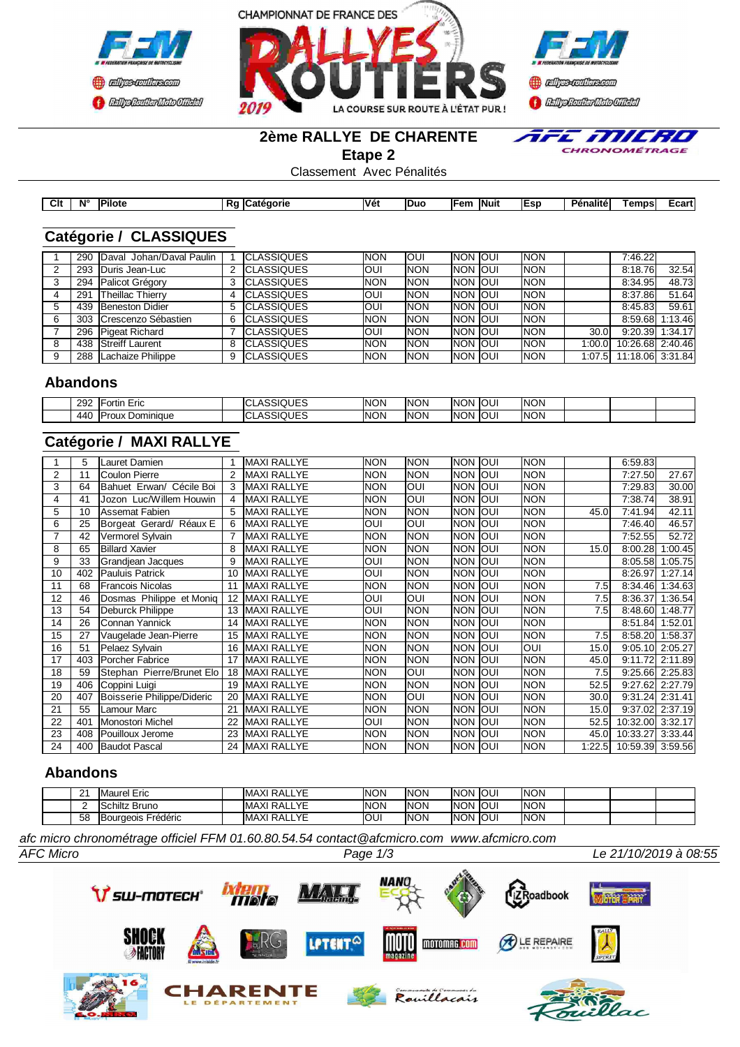CHAMPIONNAT DE FRANCE DES RALLYES ROUTIERS 2019

LA COURSE SUR ROUTE À L'ÉTAT PUR !

## 2ème RALLYE DE CHARENTE

### Etape 2

Classement Avec Pénalités

## Catégorie / CLASSIQUES

| Clt | N° | Pilote | Rg | Catégorie | Vét | Duo | Fem | Nuit | Esp | Pénalité | Temps | Ecart |
|---|---|---|---|---|---|---|---|---|---|---|---|---|
| 1 | 290 | Daval Johan/Daval Paulin | 1 | CLASSIQUES | NON | OUI | NON | OUI | NON | | 7:46.22 | |
| 2 | 293 | Duris Jean-Luc | 2 | CLASSIQUES | OUI | NON | NON | OUI | NON | | 8:18.76 | 32.54 |
| 3 | 294 | Palicot Grégory | 3 | CLASSIQUES | NON | NON | NON | OUI | NON | | 8:34.95 | 48.73 |
| 4 | 291 | Theillac Thierry | 4 | CLASSIQUES | OUI | NON | NON | OUI | NON | | 8:37.86 | 51.64 |
| 5 | 439 | Beneston Didier | 5 | CLASSIQUES | OUI | NON | NON | OUI | NON | | 8:45.83 | 59.61 |
| 6 | 303 | Crescenzo Sébastien | 6 | CLASSIQUES | NON | NON | NON | OUI | NON | | 8:59.68 | 1:13.46 |
| 7 | 296 | Pigeat Richard | 7 | CLASSIQUES | OUI | NON | NON | OUI | NON | 30.0 | 9:20.39 | 1:34.17 |
| 8 | 438 | Streiff Laurent | 8 | CLASSIQUES | NON | NON | NON | OUI | NON | 1:00.0 | 10:26.68 | 2:40.46 |
| 9 | 288 | Lachaize Philippe | 9 | CLASSIQUES | NON | NON | NON | OUI | NON | 1:07.5 | 11:18.06 | 3:31.84 |

### Abandons

| Clt | N° | Pilote | Rg | Catégorie | Vét | Duo | Fem | Nuit | Esp | Pénalité | Temps | Ecart |
|---|---|---|---|---|---|---|---|---|---|---|---|---|
| | 292 | Fortin Eric | | CLASSIQUES | NON | NON | NON | OUI | NON | | | |
| | 440 | Proux Dominique | | CLASSIQUES | NON | NON | NON | OUI | NON | | | |

## Catégorie / MAXI RALLYE

| Clt | N° | Pilote | Rg | Catégorie | Vét | Duo | Fem | Nuit | Esp | Pénalité | Temps | Ecart |
|---|---|---|---|---|---|---|---|---|---|---|---|---|
| 1 | 5 | Lauret Damien | 1 | MAXI RALLYE | NON | NON | NON | OUI | NON | | 6:59.83 | |
| 2 | 11 | Coulon Pierre | 2 | MAXI RALLYE | NON | NON | NON | OUI | NON | | 7:27.50 | 27.67 |
| 3 | 64 | Bahuet Erwan/ Cécile Boi | 3 | MAXI RALLYE | NON | OUI | NON | OUI | NON | | 7:29.83 | 30.00 |
| 4 | 41 | Jozon Luc/Willem Houwin | 4 | MAXI RALLYE | NON | OUI | NON | OUI | NON | | 7:38.74 | 38.91 |
| 5 | 10 | Assemat Fabien | 5 | MAXI RALLYE | NON | NON | NON | OUI | NON | 45.0 | 7:41.94 | 42.11 |
| 6 | 25 | Borgeat Gerard/ Réaux E | 6 | MAXI RALLYE | OUI | OUI | NON | OUI | NON | | 7:46.40 | 46.57 |
| 7 | 42 | Vermorel Sylvain | 7 | MAXI RALLYE | NON | NON | NON | OUI | NON | | 7:52.55 | 52.72 |
| 8 | 65 | Billard Xavier | 8 | MAXI RALLYE | NON | NON | NON | OUI | NON | 15.0 | 8:00.28 | 1:00.45 |
| 9 | 33 | Grandjean Jacques | 9 | MAXI RALLYE | OUI | NON | NON | OUI | NON | | 8:05.58 | 1:05.75 |
| 10 | 402 | Pauluis Patrick | 10 | MAXI RALLYE | OUI | NON | NON | OUI | NON | | 8:26.97 | 1:27.14 |
| 11 | 68 | Francois Nicolas | 11 | MAXI RALLYE | NON | NON | NON | OUI | NON | 7.5 | 8:34.46 | 1:34.63 |
| 12 | 46 | Dosmas Philippe et Moniq | 12 | MAXI RALLYE | OUI | OUI | NON | OUI | NON | 7.5 | 8:36.37 | 1:36.54 |
| 13 | 54 | Deburck Philippe | 13 | MAXI RALLYE | OUI | NON | NON | OUI | NON | 7.5 | 8:48.60 | 1:48.77 |
| 14 | 26 | Connan Yannick | 14 | MAXI RALLYE | NON | NON | NON | OUI | NON | | 8:51.84 | 1:52.01 |
| 15 | 27 | Vaugelade Jean-Pierre | 15 | MAXI RALLYE | NON | NON | NON | OUI | NON | 7.5 | 8:58.20 | 1:58.37 |
| 16 | 51 | Pelaez Sylvain | 16 | MAXI RALLYE | NON | NON | NON | OUI | OUI | 15.0 | 9:05.10 | 2:05.27 |
| 17 | 403 | Porcher Fabrice | 17 | MAXI RALLYE | NON | NON | NON | OUI | NON | 45.0 | 9:11.72 | 2:11.89 |
| 18 | 59 | Stephan Pierre/Brunet Elo | 18 | MAXI RALLYE | NON | OUI | NON | OUI | NON | 7.5 | 9:25.66 | 2:25.83 |
| 19 | 406 | Coppini Luigi | 19 | MAXI RALLYE | NON | NON | NON | OUI | NON | 52.5 | 9:27.62 | 2:27.79 |
| 20 | 407 | Boisserie Philippe/Dideric | 20 | MAXI RALLYE | NON | OUI | NON | OUI | NON | 30.0 | 9:31.24 | 2:31.41 |
| 21 | 55 | Lamour Marc | 21 | MAXI RALLYE | NON | NON | NON | OUI | NON | 15.0 | 9:37.02 | 2:37.19 |
| 22 | 401 | Monostori Michel | 22 | MAXI RALLYE | OUI | NON | NON | OUI | NON | 52.5 | 10:32.00 | 3:32.17 |
| 23 | 408 | Pouilloux Jerome | 23 | MAXI RALLYE | NON | NON | NON | OUI | NON | 45.0 | 10:33.27 | 3:33.44 |
| 24 | 400 | Baudot Pascal | 24 | MAXI RALLYE | NON | NON | NON | OUI | NON | 1:22.5 | 10:59.39 | 3:59.56 |

### Abandons

| Clt | N° | Pilote | Rg | Catégorie | Vét | Duo | Fem | Nuit | Esp | Pénalité | Temps | Ecart |
|---|---|---|---|---|---|---|---|---|---|---|---|---|
| | 21 | Maurel Eric | | MAXI RALLYE | NON | NON | NON | OUI | NON | | | |
| | 2 | Schiltz Bruno | | MAXI RALLYE | NON | NON | NON | OUI | NON | | | |
| | 58 | Bourgeois Frédéric | | MAXI RALLYE | OUI | NON | NON | OUI | NON | | | |

*afc micro chronométrage officiel FFM 01.60.80.54.54 contact@afcmicro.com www.afcmicro.com*

*AFC Micro* — *Le 21/10/2019 à 08:55*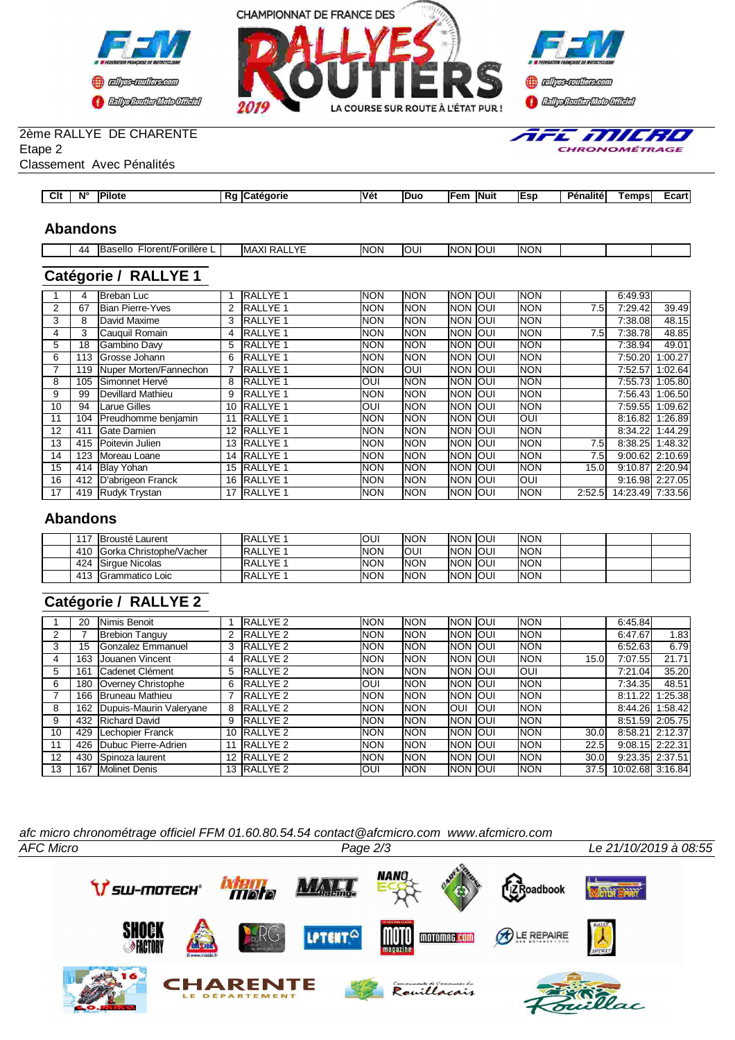CHAMPIONNAT DE FRANCE DES RALLYES ROUTIERS 2019 — LA COURSE SUR ROUTE À L'ÉTAT PUR !

2ème RALLYE DE CHARENTE
Etape 2
Classement Avec Pénalités

## Abandons

| Clt | N° | Pilote | Rg | Catégorie | Vét | Duo | Fem | Nuit | Esp | Pénalité | Temps | Ecart |
|---|---|---|---|---|---|---|---|---|---|---|---|---|
| | 44 | Basello Florent/Forillère L | | MAXI RALLYE | NON | OUI | NON | OUI | NON | | | |

## Catégorie / RALLYE 1

| Clt | N° | Pilote | Rg | Catégorie | Vét | Duo | Fem | Nuit | Esp | Pénalité | Temps | Ecart |
|---|---|---|---|---|---|---|---|---|---|---|---|---|
| 1 | 4 | Breban Luc | 1 | RALLYE 1 | NON | NON | NON | OUI | NON | | 6:49.93 | |
| 2 | 67 | Bian Pierre-Yves | 2 | RALLYE 1 | NON | NON | NON | OUI | NON | 7.5 | 7:29.42 | 39.49 |
| 3 | 8 | David Maxime | 3 | RALLYE 1 | NON | NON | NON | OUI | NON | | 7:38.08 | 48.15 |
| 4 | 3 | Cauquil Romain | 4 | RALLYE 1 | NON | NON | NON | OUI | NON | 7.5 | 7:38.78 | 48.85 |
| 5 | 18 | Gambino Davy | 5 | RALLYE 1 | NON | NON | NON | OUI | NON | | 7:38.94 | 49.01 |
| 6 | 113 | Grosse Johann | 6 | RALLYE 1 | NON | NON | NON | OUI | NON | | 7:50.20 | 1:00.27 |
| 7 | 119 | Nuper Morten/Fannechon | 7 | RALLYE 1 | NON | OUI | NON | OUI | NON | | 7:52.57 | 1:02.64 |
| 8 | 105 | Simonnet Hervé | 8 | RALLYE 1 | OUI | NON | NON | OUI | NON | | 7:55.73 | 1:05.80 |
| 9 | 99 | Devillard Mathieu | 9 | RALLYE 1 | NON | NON | NON | OUI | NON | | 7:56.43 | 1:06.50 |
| 10 | 94 | Larue Gilles | 10 | RALLYE 1 | OUI | NON | NON | OUI | NON | | 7:59.55 | 1:09.62 |
| 11 | 104 | Preudhomme benjamin | 11 | RALLYE 1 | NON | NON | NON | OUI | OUI | | 8:16.82 | 1:26.89 |
| 12 | 411 | Gate Damien | 12 | RALLYE 1 | NON | NON | NON | OUI | NON | | 8:34.22 | 1:44.29 |
| 13 | 415 | Poitevin Julien | 13 | RALLYE 1 | NON | NON | NON | OUI | NON | 7.5 | 8:38.25 | 1:48.32 |
| 14 | 123 | Moreau Loane | 14 | RALLYE 1 | NON | NON | NON | OUI | NON | 7.5 | 9:00.62 | 2:10.69 |
| 15 | 414 | Blay Yohan | 15 | RALLYE 1 | NON | NON | NON | OUI | NON | 15.0 | 9:10.87 | 2:20.94 |
| 16 | 412 | D'abrigeon Franck | 16 | RALLYE 1 | NON | NON | NON | OUI | OUI | | 9:16.98 | 2:27.05 |
| 17 | 419 | Rudyk Trystan | 17 | RALLYE 1 | NON | NON | NON | OUI | NON | 2:52.5 | 14:23.49 | 7:33.56 |

## Abandons

| Clt | N° | Pilote | Rg | Catégorie | Vét | Duo | Fem | Nuit | Esp | Pénalité | Temps | Ecart |
|---|---|---|---|---|---|---|---|---|---|---|---|---|
| | 117 | Brousté Laurent | | RALLYE 1 | OUI | NON | NON | OUI | NON | | | |
| | 410 | Gorka Christophe/Vacher | | RALLYE 1 | NON | OUI | NON | OUI | NON | | | |
| | 424 | Sirgue Nicolas | | RALLYE 1 | NON | NON | NON | OUI | NON | | | |
| | 413 | Grammatico Loic | | RALLYE 1 | NON | NON | NON | OUI | NON | | | |

## Catégorie / RALLYE 2

| Clt | N° | Pilote | Rg | Catégorie | Vét | Duo | Fem | Nuit | Esp | Pénalité | Temps | Ecart |
|---|---|---|---|---|---|---|---|---|---|---|---|---|
| 1 | 20 | Nimis Benoit | 1 | RALLYE 2 | NON | NON | NON | OUI | NON | | 6:45.84 | |
| 2 | 7 | Brebion Tanguy | 2 | RALLYE 2 | NON | NON | NON | OUI | NON | | 6:47.67 | 1.83 |
| 3 | 15 | Gonzalez Emmanuel | 3 | RALLYE 2 | NON | NON | NON | OUI | NON | | 6:52.63 | 6.79 |
| 4 | 163 | Jouanen Vincent | 4 | RALLYE 2 | NON | NON | NON | OUI | NON | 15.0 | 7:07.55 | 21.71 |
| 5 | 161 | Cadenet Clément | 5 | RALLYE 2 | NON | NON | NON | OUI | OUI | | 7:21.04 | 35.20 |
| 6 | 180 | Overney Christophe | 6 | RALLYE 2 | OUI | NON | NON | OUI | NON | | 7:34.35 | 48.51 |
| 7 | 166 | Bruneau Mathieu | 7 | RALLYE 2 | NON | NON | NON | OUI | NON | | 8:11.22 | 1:25.38 |
| 8 | 162 | Dupuis-Maurin Valeryane | 8 | RALLYE 2 | NON | NON | OUI | OUI | NON | | 8:44.26 | 1:58.42 |
| 9 | 432 | Richard David | 9 | RALLYE 2 | NON | NON | NON | OUI | NON | | 8:51.59 | 2:05.75 |
| 10 | 429 | Lechopier Franck | 10 | RALLYE 2 | NON | NON | NON | OUI | NON | 30.0 | 8:58.21 | 2:12.37 |
| 11 | 426 | Dubuc Pierre-Adrien | 11 | RALLYE 2 | NON | NON | NON | OUI | NON | 22.5 | 9:08.15 | 2:22.31 |
| 12 | 430 | Spinoza laurent | 12 | RALLYE 2 | NON | NON | NON | OUI | NON | 30.0 | 9:23.35 | 2:37.51 |
| 13 | 167 | Molinet Denis | 13 | RALLYE 2 | OUI | NON | NON | OUI | NON | 37.5 | 10:02.68 | 3:16.84 |

*afc micro chronométrage officiel FFM 01.60.80.54.54 contact@afcmicro.com www.afcmicro.com*

AFC Micro — Le 21/10/2019 à 08:55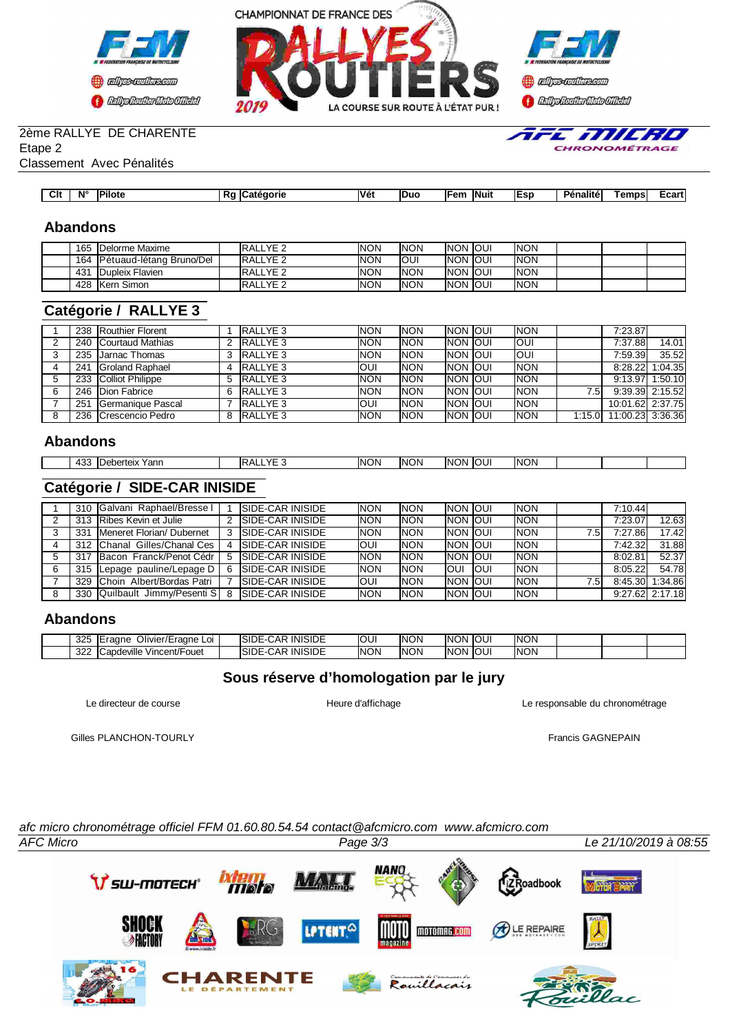CHAMPIONNAT DE FRANCE DES RALLYES ROUTIERS 2019 — LA COURSE SUR ROUTE À L'ÉTAT PUR !

2ème RALLYE DE CHARENTE
Etape 2
Classement Avec Pénalités

| Clt | N° | Pilote | Rg | Catégorie | Vét | Duo | Fem | Nuit | Esp | Pénalité | Temps | Ecart |
|---|---|---|---|---|---|---|---|---|---|---|---|---|

## Abandons

| Clt | N° | Pilote | Rg | Catégorie | Vét | Duo | Fem | Nuit | Esp | Pénalité | Temps | Ecart |
|---|---|---|---|---|---|---|---|---|---|---|---|---|
| | 165 | Delorme Maxime | | RALLYE 2 | NON | NON | NON | OUI | NON | | | |
| | 164 | Pétuaud-létang Bruno/Del | | RALLYE 2 | NON | OUI | NON | OUI | NON | | | |
| | 431 | Dupleix Flavien | | RALLYE 2 | NON | NON | NON | OUI | NON | | | |
| | 428 | Kern Simon | | RALLYE 2 | NON | NON | NON | OUI | NON | | | |

## Catégorie / RALLYE 3

| Clt | N° | Pilote | Rg | Catégorie | Vét | Duo | Fem | Nuit | Esp | Pénalité | Temps | Ecart |
|---|---|---|---|---|---|---|---|---|---|---|---|---|
| 1 | 238 | Routhier Florent | 1 | RALLYE 3 | NON | NON | NON | OUI | NON | | 7:23.87 | |
| 2 | 240 | Courtaud Mathias | 2 | RALLYE 3 | NON | NON | NON | OUI | OUI | | 7:37.88 | 14.01 |
| 3 | 235 | Jarnac Thomas | 3 | RALLYE 3 | NON | NON | NON | OUI | OUI | | 7:59.39 | 35.52 |
| 4 | 241 | Groland Raphael | 4 | RALLYE 3 | OUI | NON | NON | OUI | NON | | 8:28.22 | 1:04.35 |
| 5 | 233 | Colliot Philippe | 5 | RALLYE 3 | NON | NON | NON | OUI | NON | | 9:13.97 | 1:50.10 |
| 6 | 246 | Dion Fabrice | 6 | RALLYE 3 | NON | NON | NON | OUI | NON | 7.5 | 9:39.39 | 2:15.52 |
| 7 | 251 | Germanique Pascal | 7 | RALLYE 3 | OUI | NON | NON | OUI | NON | | 10:01.62 | 2:37.75 |
| 8 | 236 | Crescencio Pedro | 8 | RALLYE 3 | NON | NON | NON | OUI | NON | 1:15.0 | 11:00.23 | 3:36.36 |

## Abandons

| Clt | N° | Pilote | Rg | Catégorie | Vét | Duo | Fem | Nuit | Esp | Pénalité | Temps | Ecart |
|---|---|---|---|---|---|---|---|---|---|---|---|---|
| | 433 | Deberteix Yann | | RALLYE 3 | NON | NON | NON | OUI | NON | | | |

## Catégorie / SIDE-CAR INISIDE

| Clt | N° | Pilote | Rg | Catégorie | Vét | Duo | Fem | Nuit | Esp | Pénalité | Temps | Ecart |
|---|---|---|---|---|---|---|---|---|---|---|---|---|
| 1 | 310 | Galvani Raphael/Bresse I | 1 | SIDE-CAR INISIDE | NON | NON | NON | OUI | NON | | 7:10.44 | |
| 2 | 313 | Ribes Kevin et Julie | 2 | SIDE-CAR INISIDE | NON | NON | NON | OUI | NON | | 7:23.07 | 12.63 |
| 3 | 331 | Meneret Florian/ Dubernet | 3 | SIDE-CAR INISIDE | NON | NON | NON | OUI | NON | 7.5 | 7:27.86 | 17.42 |
| 4 | 312 | Chanal Gilles/Chanal Ces | 4 | SIDE-CAR INISIDE | OUI | NON | NON | OUI | NON | | 7:42.32 | 31.88 |
| 5 | 317 | Bacon Franck/Penot Cédr | 5 | SIDE-CAR INISIDE | NON | NON | NON | OUI | NON | | 8:02.81 | 52.37 |
| 6 | 315 | Lepage pauline/Lepage D | 6 | SIDE-CAR INISIDE | NON | NON | OUI | OUI | NON | | 8:05.22 | 54.78 |
| 7 | 329 | Choin Albert/Bordas Patri | 7 | SIDE-CAR INISIDE | OUI | NON | NON | OUI | NON | 7.5 | 8:45.30 | 1:34.86 |
| 8 | 330 | Quilbault Jimmy/Pesenti S | 8 | SIDE-CAR INISIDE | NON | NON | NON | OUI | NON | | 9:27.62 | 2:17.18 |

## Abandons

| Clt | N° | Pilote | Rg | Catégorie | Vét | Duo | Fem | Nuit | Esp | Pénalité | Temps | Ecart |
|---|---|---|---|---|---|---|---|---|---|---|---|---|
| | 325 | Eragne Olivier/Eragne Loi | | SIDE-CAR INISIDE | OUI | NON | NON | OUI | NON | | | |
| | 322 | Capdeville Vincent/Fouet | | SIDE-CAR INISIDE | NON | NON | NON | OUI | NON | | | |

## Sous réserve d'homologation par le jury

Le directeur de course — Heure d'affichage — Le responsable du chronométrage

Gilles PLANCHON-TOURLY — Francis GAGNEPAIN

*afc micro chronométrage officiel FFM 01.60.80.54.54 contact@afcmicro.com www.afcmicro.com*

*AFC Micro* — *Le 21/10/2019 à 08:55*